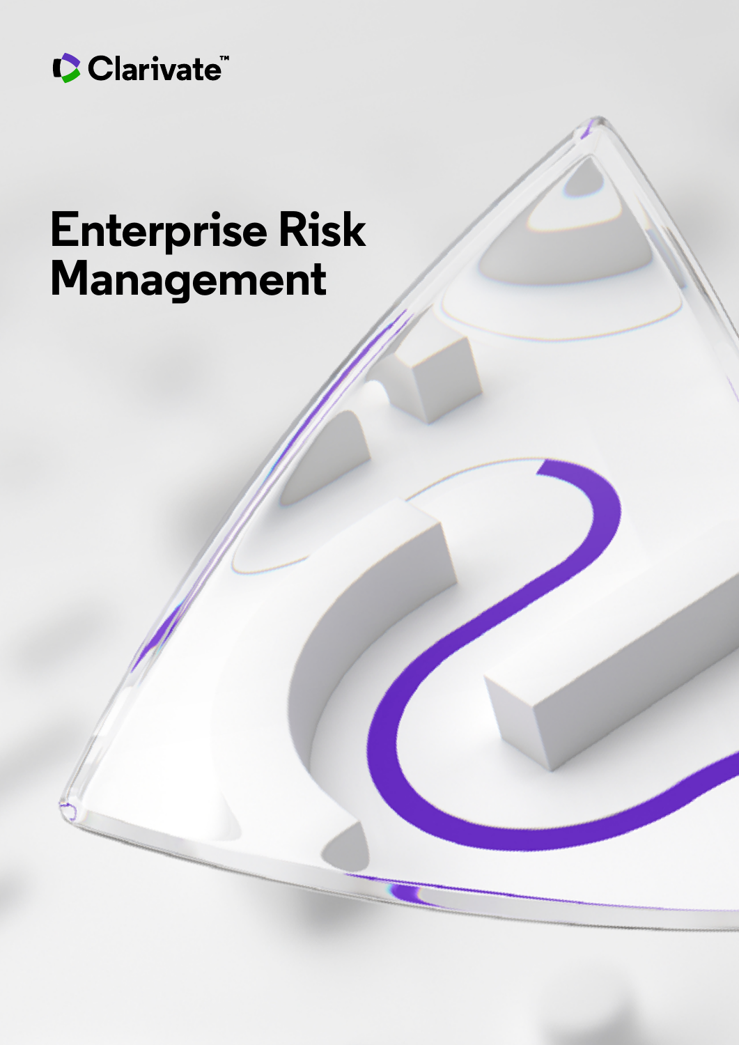Clarivate™

# Enterprise Risk Management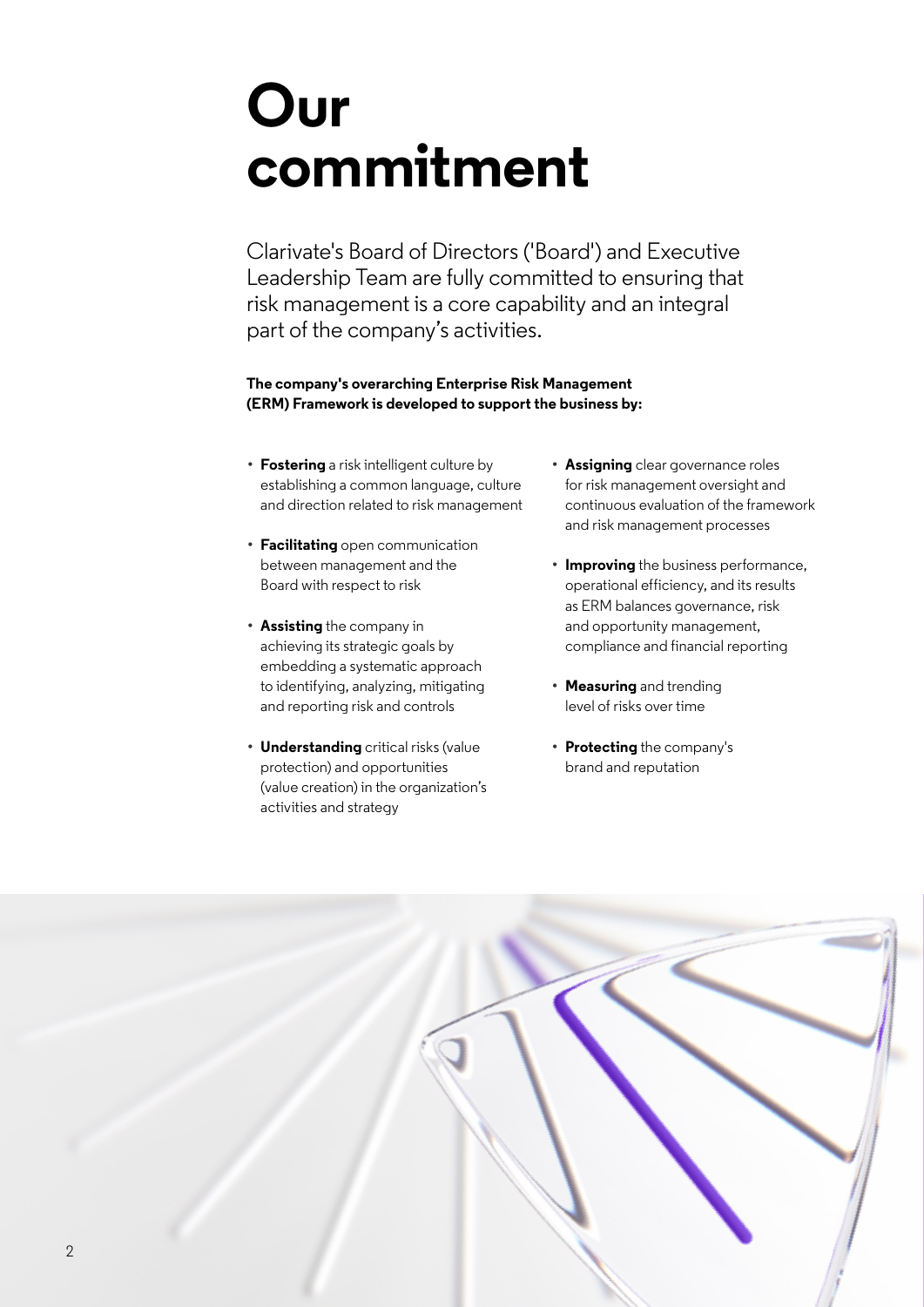# Our commitment

Clarivate's Board of Directors ('Board') and Executive Leadership Team are fully committed to ensuring that risk management is a core capability and an integral part of the company's activities.

**The company's overarching Enterprise Risk Management (ERM) Framework is developed to support the business by:**

- **Fostering** a risk intelligent culture by establishing a common language, culture and direction related to risk management
- **Facilitating** open communication between management and the Board with respect to risk
- **Assisting** the company in achieving its strategic goals by embedding a systematic approach to identifying, analyzing, mitigating and reporting risk and controls
- **Understanding** critical risks (value protection) and opportunities (value creation) in the organization's activities and strategy
- **Assigning** clear governance roles for risk management oversight and continuous evaluation of the framework and risk management processes
- **Improving** the business performance, operational efficiency, and its results as ERM balances governance, risk and opportunity management, compliance and financial reporting
- **Measuring** and trending level of risks over time
- **Protecting** the company's brand and reputation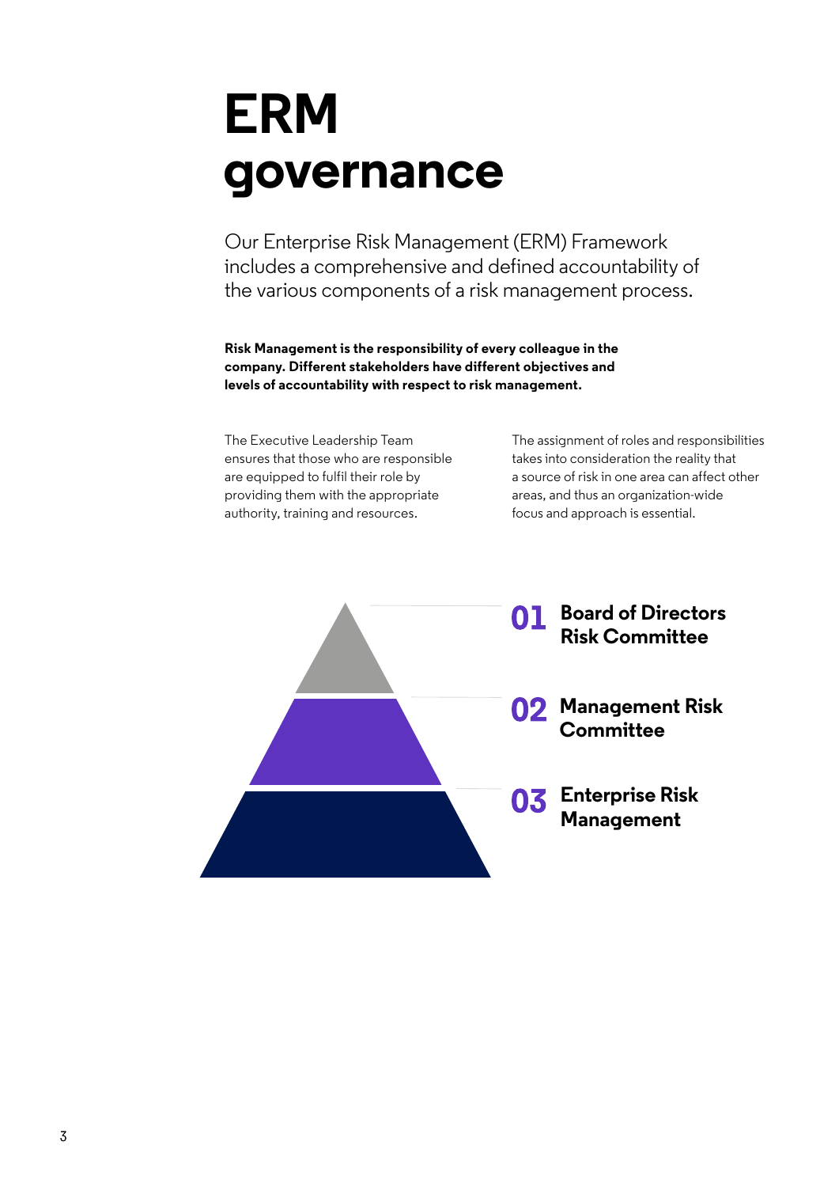# ERM governance

Our Enterprise Risk Management (ERM) Framework includes a comprehensive and defined accountability of the various components of a risk management process.

**Risk Management is the responsibility of every colleague in the company. Different stakeholders have different objectives and levels of accountability with respect to risk management.**

The Executive Leadership Team ensures that those who are responsible are equipped to fulfil their role by providing them with the appropriate authority, training and resources.

The assignment of roles and responsibilities takes into consideration the reality that a source of risk in one area can affect other areas, and thus an organization-wide focus and approach is essential.

**01 Board of Directors Risk Committee**

**02 Management Risk Committee**

**03 Enterprise Risk Management**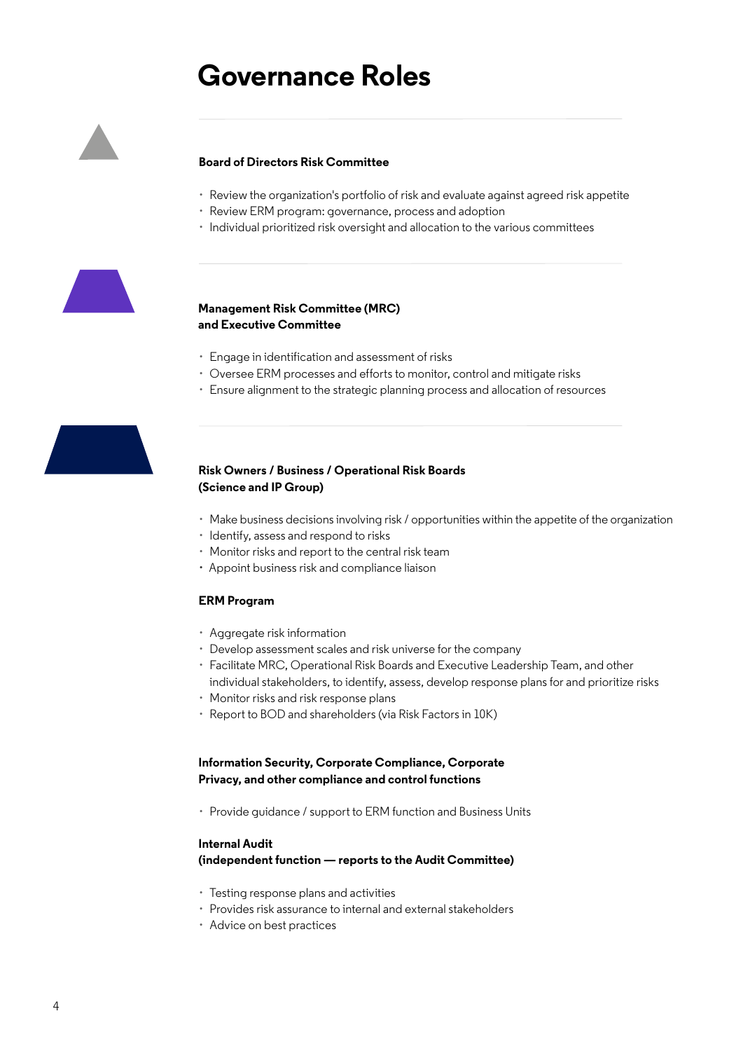# Governance Roles

### Board of Directors Risk Committee

- Review the organization's portfolio of risk and evaluate against agreed risk appetite
- Review ERM program: governance, process and adoption
- Individual prioritized risk oversight and allocation to the various committees

### Management Risk Committee (MRC) and Executive Committee

- Engage in identification and assessment of risks
- Oversee ERM processes and efforts to monitor, control and mitigate risks
- Ensure alignment to the strategic planning process and allocation of resources

### Risk Owners / Business / Operational Risk Boards (Science and IP Group)

- Make business decisions involving risk / opportunities within the appetite of the organization
- Identify, assess and respond to risks
- Monitor risks and report to the central risk team
- Appoint business risk and compliance liaison

### ERM Program

- Aggregate risk information
- Develop assessment scales and risk universe for the company
- Facilitate MRC, Operational Risk Boards and Executive Leadership Team, and other individual stakeholders, to identify, assess, develop response plans for and prioritize risks
- Monitor risks and risk response plans
- Report to BOD and shareholders (via Risk Factors in 10K)

### Information Security, Corporate Compliance, Corporate Privacy, and other compliance and control functions

- Provide guidance / support to ERM function and Business Units

### Internal Audit (independent function — reports to the Audit Committee)

- Testing response plans and activities
- Provides risk assurance to internal and external stakeholders
- Advice on best practices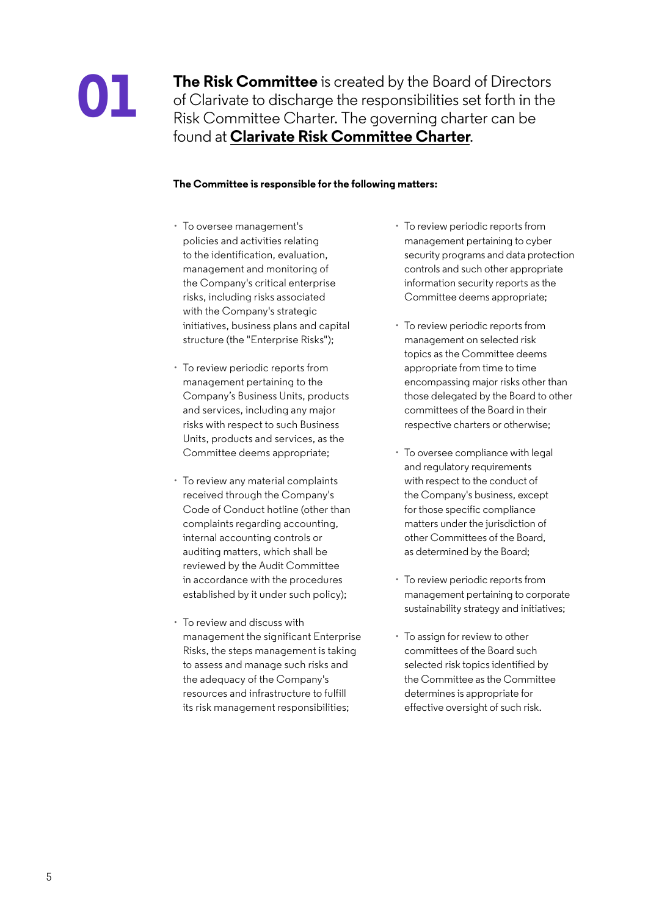# 01

**The Risk Committee** is created by the Board of Directors of Clarivate to discharge the responsibilities set forth in the Risk Committee Charter. The governing charter can be found at **Clarivate Risk Committee Charter**.

**The Committee is responsible for the following matters:**

- To oversee management's policies and activities relating to the identification, evaluation, management and monitoring of the Company's critical enterprise risks, including risks associated with the Company's strategic initiatives, business plans and capital structure (the "Enterprise Risks");
- To review periodic reports from management pertaining to the Company's Business Units, products and services, including any major risks with respect to such Business Units, products and services, as the Committee deems appropriate;
- To review any material complaints received through the Company's Code of Conduct hotline (other than complaints regarding accounting, internal accounting controls or auditing matters, which shall be reviewed by the Audit Committee in accordance with the procedures established by it under such policy);
- To review and discuss with management the significant Enterprise Risks, the steps management is taking to assess and manage such risks and the adequacy of the Company's resources and infrastructure to fulfill its risk management responsibilities;
- To review periodic reports from management pertaining to cyber security programs and data protection controls and such other appropriate information security reports as the Committee deems appropriate;
- To review periodic reports from management on selected risk topics as the Committee deems appropriate from time to time encompassing major risks other than those delegated by the Board to other committees of the Board in their respective charters or otherwise;
- To oversee compliance with legal and regulatory requirements with respect to the conduct of the Company's business, except for those specific compliance matters under the jurisdiction of other Committees of the Board, as determined by the Board;
- To review periodic reports from management pertaining to corporate sustainability strategy and initiatives;
- To assign for review to other committees of the Board such selected risk topics identified by the Committee as the Committee determines is appropriate for effective oversight of such risk.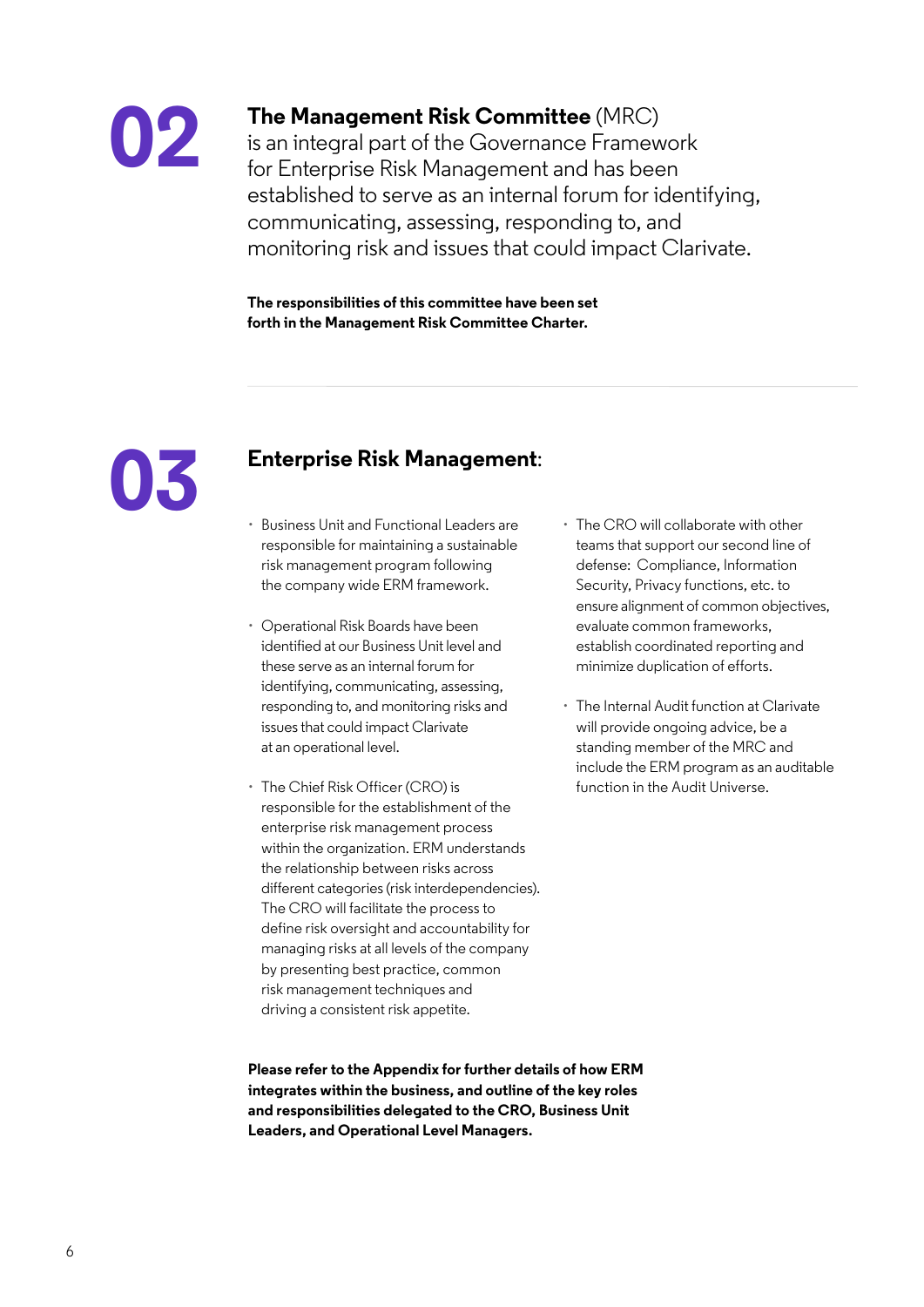## 02

**The Management Risk Committee** (MRC) is an integral part of the Governance Framework for Enterprise Risk Management and has been established to serve as an internal forum for identifying, communicating, assessing, responding to, and monitoring risk and issues that could impact Clarivate.

**The responsibilities of this committee have been set forth in the Management Risk Committee Charter.**

---

## 03

## Enterprise Risk Management:

- Business Unit and Functional Leaders are responsible for maintaining a sustainable risk management program following the company wide ERM framework.
- Operational Risk Boards have been identified at our Business Unit level and these serve as an internal forum for identifying, communicating, assessing, responding to, and monitoring risks and issues that could impact Clarivate at an operational level.
- The Chief Risk Officer (CRO) is responsible for the establishment of the enterprise risk management process within the organization. ERM understands the relationship between risks across different categories (risk interdependencies). The CRO will facilitate the process to define risk oversight and accountability for managing risks at all levels of the company by presenting best practice, common risk management techniques and driving a consistent risk appetite.
- The CRO will collaborate with other teams that support our second line of defense: Compliance, Information Security, Privacy functions, etc. to ensure alignment of common objectives, evaluate common frameworks, establish coordinated reporting and minimize duplication of efforts.
- The Internal Audit function at Clarivate will provide ongoing advice, be a standing member of the MRC and include the ERM program as an auditable function in the Audit Universe.

**Please refer to the Appendix for further details of how ERM integrates within the business, and outline of the key roles and responsibilities delegated to the CRO, Business Unit Leaders, and Operational Level Managers.**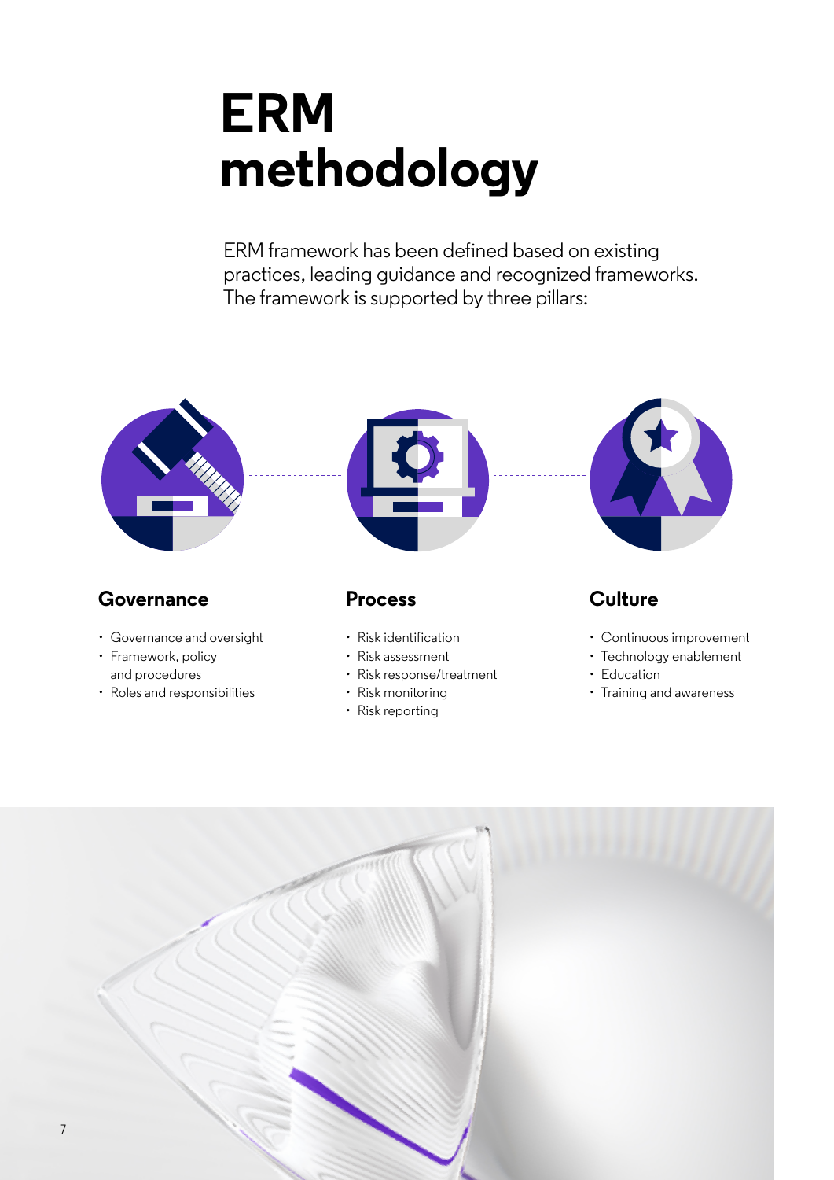# ERM methodology

ERM framework has been defined based on existing practices, leading guidance and recognized frameworks. The framework is supported by three pillars:

### Governance

- Governance and oversight
- Framework, policy and procedures
- Roles and responsibilities

### Process

- Risk identification
- Risk assessment
- Risk response/treatment
- Risk monitoring
- Risk reporting

### Culture

- Continuous improvement
- Technology enablement
- Education
- Training and awareness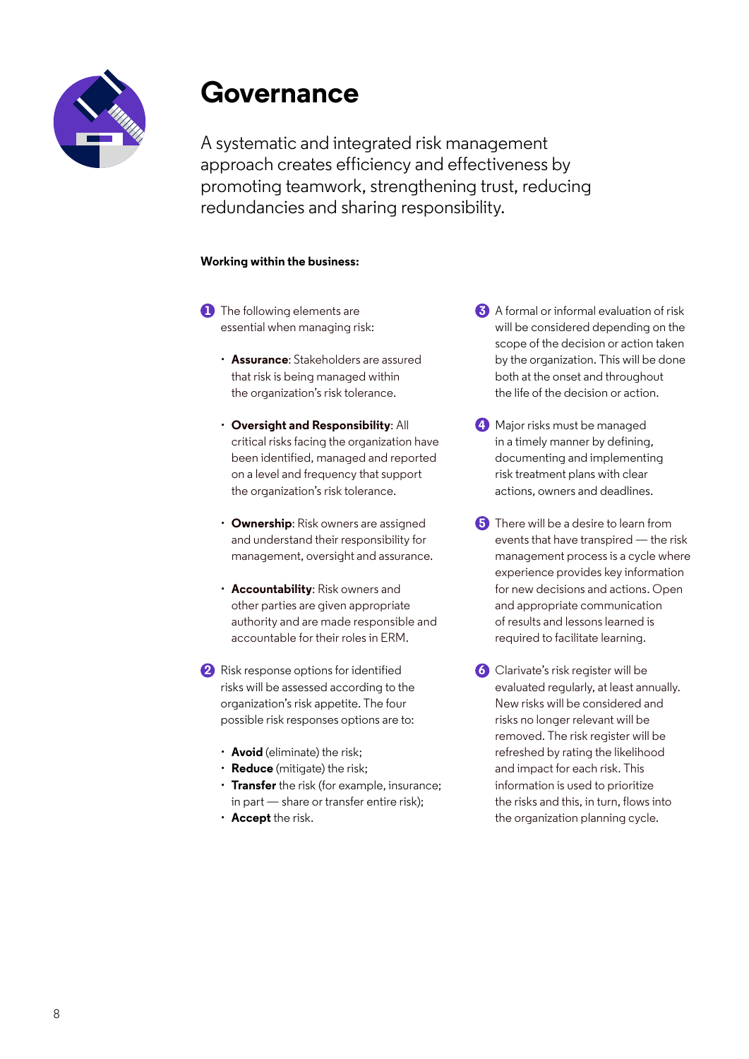# Governance

A systematic and integrated risk management approach creates efficiency and effectiveness by promoting teamwork, strengthening trust, reducing redundancies and sharing responsibility.

**Working within the business:**

1. The following elements are essential when managing risk:

   - **Assurance**: Stakeholders are assured that risk is being managed within the organization's risk tolerance.
   - **Oversight and Responsibility**: All critical risks facing the organization have been identified, managed and reported on a level and frequency that support the organization's risk tolerance.
   - **Ownership**: Risk owners are assigned and understand their responsibility for management, oversight and assurance.
   - **Accountability**: Risk owners and other parties are given appropriate authority and are made responsible and accountable for their roles in ERM.

2. Risk response options for identified risks will be assessed according to the organization's risk appetite. The four possible risk responses options are to:

   - **Avoid** (eliminate) the risk;
   - **Reduce** (mitigate) the risk;
   - **Transfer** the risk (for example, insurance; in part — share or transfer entire risk);
   - **Accept** the risk.

3. A formal or informal evaluation of risk will be considered depending on the scope of the decision or action taken by the organization. This will be done both at the onset and throughout the life of the decision or action.

4. Major risks must be managed in a timely manner by defining, documenting and implementing risk treatment plans with clear actions, owners and deadlines.

5. There will be a desire to learn from events that have transpired — the risk management process is a cycle where experience provides key information for new decisions and actions. Open and appropriate communication of results and lessons learned is required to facilitate learning.

6. Clarivate's risk register will be evaluated regularly, at least annually. New risks will be considered and risks no longer relevant will be removed. The risk register will be refreshed by rating the likelihood and impact for each risk. This information is used to prioritize the risks and this, in turn, flows into the organization planning cycle.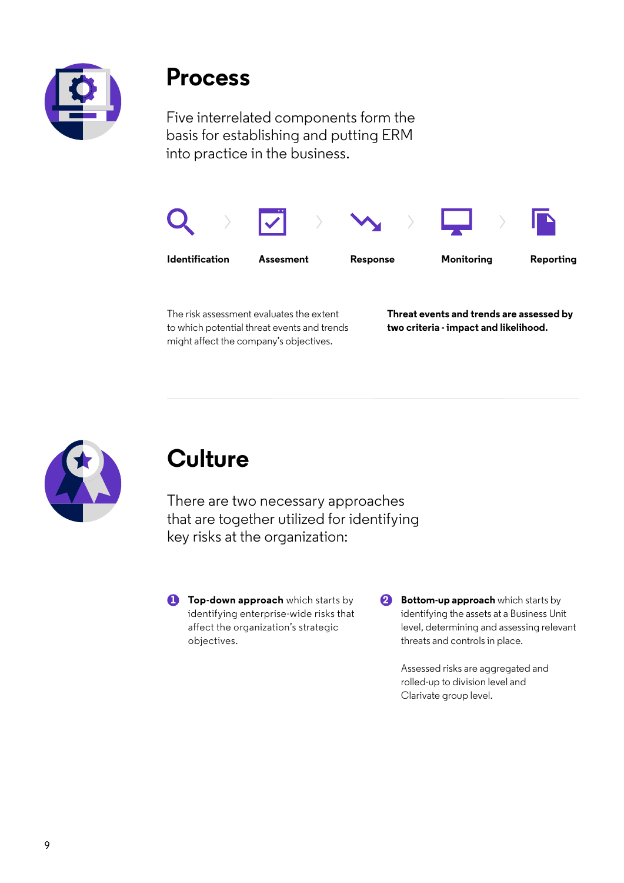# Process

Five interrelated components form the basis for establishing and putting ERM into practice in the business.

**Identification** › **Assesment** › **Response** › **Monitoring** › **Reporting**

The risk assessment evaluates the extent to which potential threat events and trends might affect the company's objectives.

**Threat events and trends are assessed by two criteria - impact and likelihood.**

# Culture

There are two necessary approaches that are together utilized for identifying key risks at the organization:

1. **Top-down approach** which starts by identifying enterprise-wide risks that affect the organization's strategic objectives.

2. **Bottom-up approach** which starts by identifying the assets at a Business Unit level, determining and assessing relevant threats and controls in place.

   Assessed risks are aggregated and rolled-up to division level and Clarivate group level.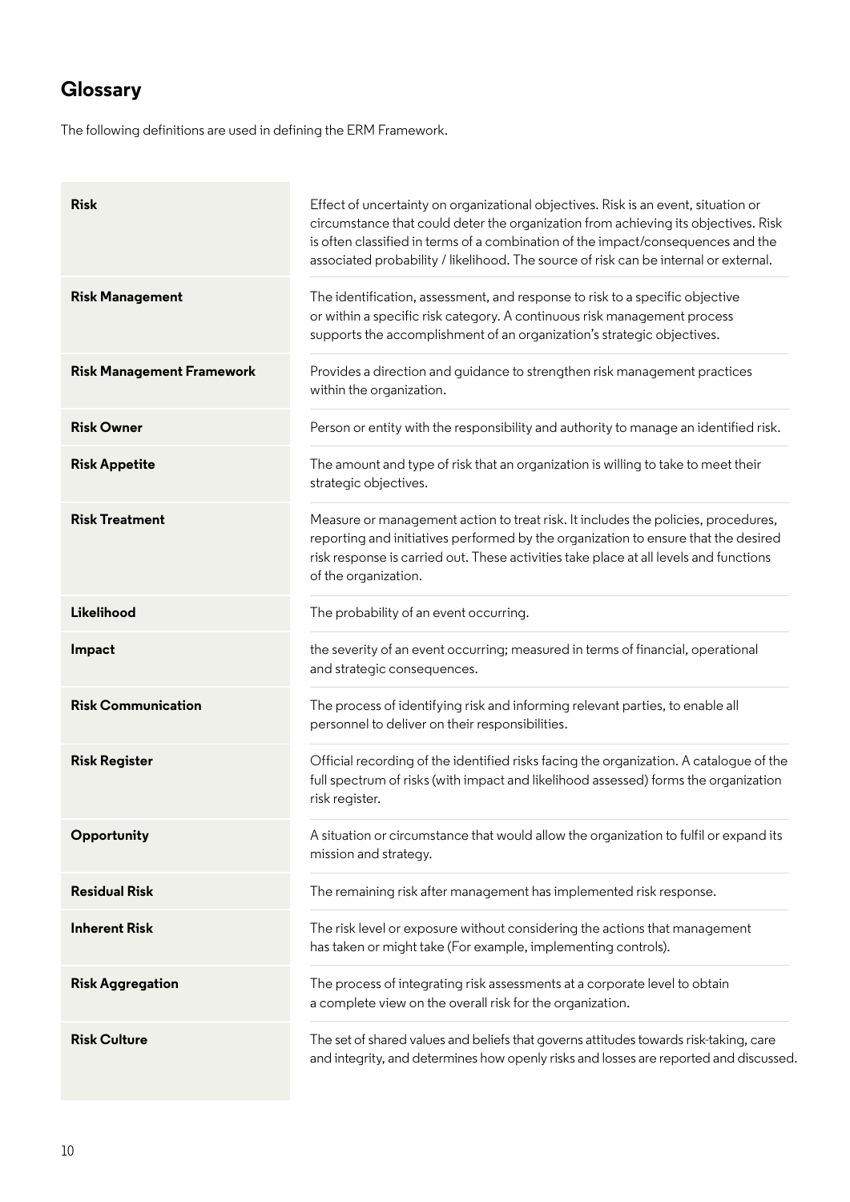## Glossary

The following definitions are used in defining the ERM Framework.

| Term | Definition |
| --- | --- |
| **Risk** | Effect of uncertainty on organizational objectives. Risk is an event, situation or circumstance that could deter the organization from achieving its objectives. Risk is often classified in terms of a combination of the impact/consequences and the associated probability / likelihood. The source of risk can be internal or external. |
| **Risk Management** | The identification, assessment, and response to risk to a specific objective or within a specific risk category. A continuous risk management process supports the accomplishment of an organization's strategic objectives. |
| **Risk Management Framework** | Provides a direction and guidance to strengthen risk management practices within the organization. |
| **Risk Owner** | Person or entity with the responsibility and authority to manage an identified risk. |
| **Risk Appetite** | The amount and type of risk that an organization is willing to take to meet their strategic objectives. |
| **Risk Treatment** | Measure or management action to treat risk. It includes the policies, procedures, reporting and initiatives performed by the organization to ensure that the desired risk response is carried out. These activities take place at all levels and functions of the organization. |
| **Likelihood** | The probability of an event occurring. |
| **Impact** | the severity of an event occurring; measured in terms of financial, operational and strategic consequences. |
| **Risk Communication** | The process of identifying risk and informing relevant parties, to enable all personnel to deliver on their responsibilities. |
| **Risk Register** | Official recording of the identified risks facing the organization. A catalogue of the full spectrum of risks (with impact and likelihood assessed) forms the organization risk register. |
| **Opportunity** | A situation or circumstance that would allow the organization to fulfil or expand its mission and strategy. |
| **Residual Risk** | The remaining risk after management has implemented risk response. |
| **Inherent Risk** | The risk level or exposure without considering the actions that management has taken or might take (For example, implementing controls). |
| **Risk Aggregation** | The process of integrating risk assessments at a corporate level to obtain a complete view on the overall risk for the organization. |
| **Risk Culture** | The set of shared values and beliefs that governs attitudes towards risk-taking, care and integrity, and determines how openly risks and losses are reported and discussed. |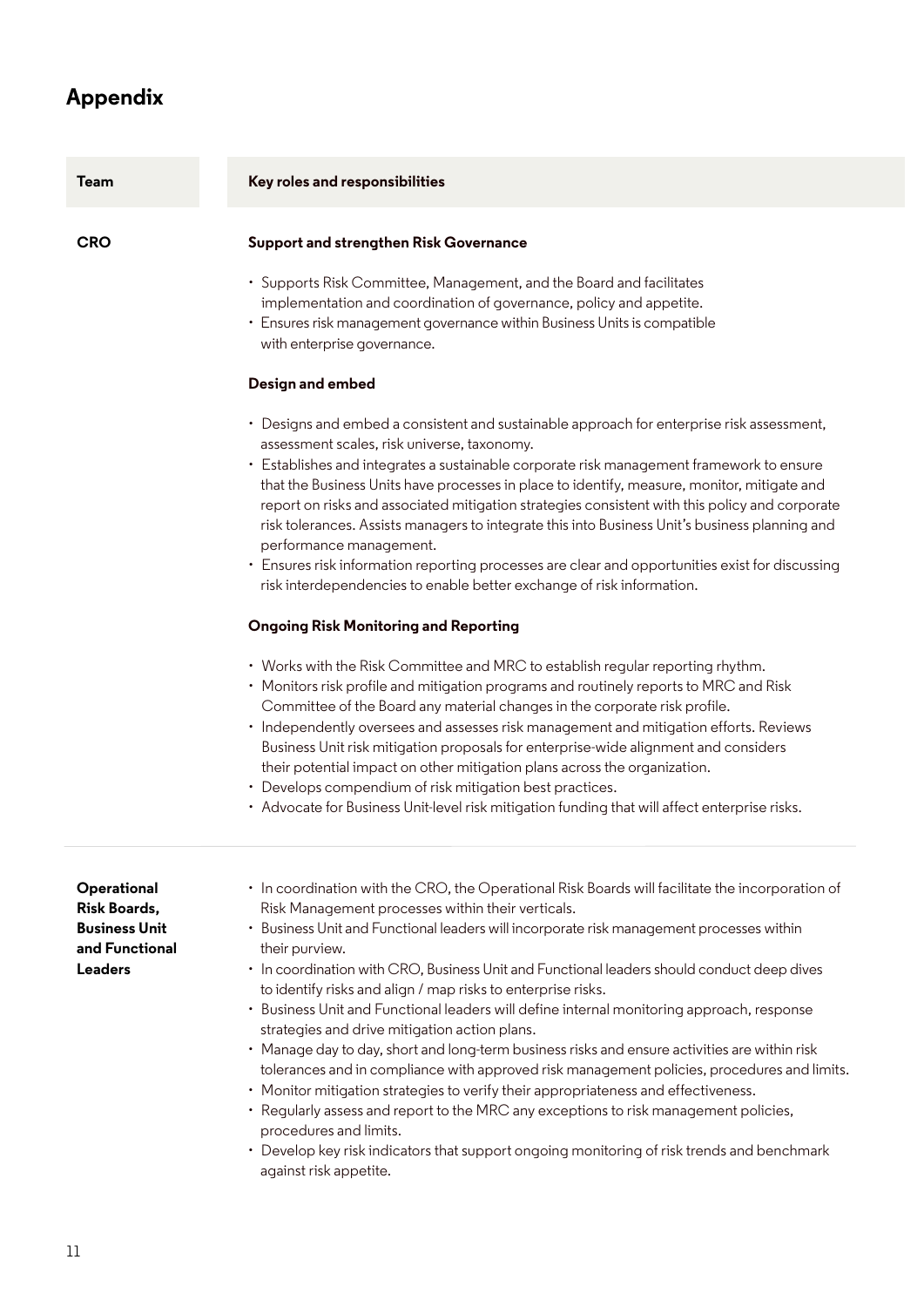# Appendix

| Team | Key roles and responsibilities |
|---|---|
| **CRO** | **Support and strengthen Risk Governance**<br><br>• Supports Risk Committee, Management, and the Board and facilitates implementation and coordination of governance, policy and appetite.<br>• Ensures risk management governance within Business Units is compatible with enterprise governance.<br><br>**Design and embed**<br><br>• Designs and embed a consistent and sustainable approach for enterprise risk assessment, assessment scales, risk universe, taxonomy.<br>• Establishes and integrates a sustainable corporate risk management framework to ensure that the Business Units have processes in place to identify, measure, monitor, mitigate and report on risks and associated mitigation strategies consistent with this policy and corporate risk tolerances. Assists managers to integrate this into Business Unit's business planning and performance management.<br>• Ensures risk information reporting processes are clear and opportunities exist for discussing risk interdependencies to enable better exchange of risk information.<br><br>**Ongoing Risk Monitoring and Reporting**<br><br>• Works with the Risk Committee and MRC to establish regular reporting rhythm.<br>• Monitors risk profile and mitigation programs and routinely reports to MRC and Risk Committee of the Board any material changes in the corporate risk profile.<br>• Independently oversees and assesses risk management and mitigation efforts. Reviews Business Unit risk mitigation proposals for enterprise-wide alignment and considers their potential impact on other mitigation plans across the organization.<br>• Develops compendium of risk mitigation best practices.<br>• Advocate for Business Unit-level risk mitigation funding that will affect enterprise risks. |
| **Operational Risk Boards, Business Unit and Functional Leaders** | • In coordination with the CRO, the Operational Risk Boards will facilitate the incorporation of Risk Management processes within their verticals.<br>• Business Unit and Functional leaders will incorporate risk management processes within their purview.<br>• In coordination with CRO, Business Unit and Functional leaders should conduct deep dives to identify risks and align / map risks to enterprise risks.<br>• Business Unit and Functional leaders will define internal monitoring approach, response strategies and drive mitigation action plans.<br>• Manage day to day, short and long-term business risks and ensure activities are within risk tolerances and in compliance with approved risk management policies, procedures and limits.<br>• Monitor mitigation strategies to verify their appropriateness and effectiveness.<br>• Regularly assess and report to the MRC any exceptions to risk management policies, procedures and limits.<br>• Develop key risk indicators that support ongoing monitoring of risk trends and benchmark against risk appetite. |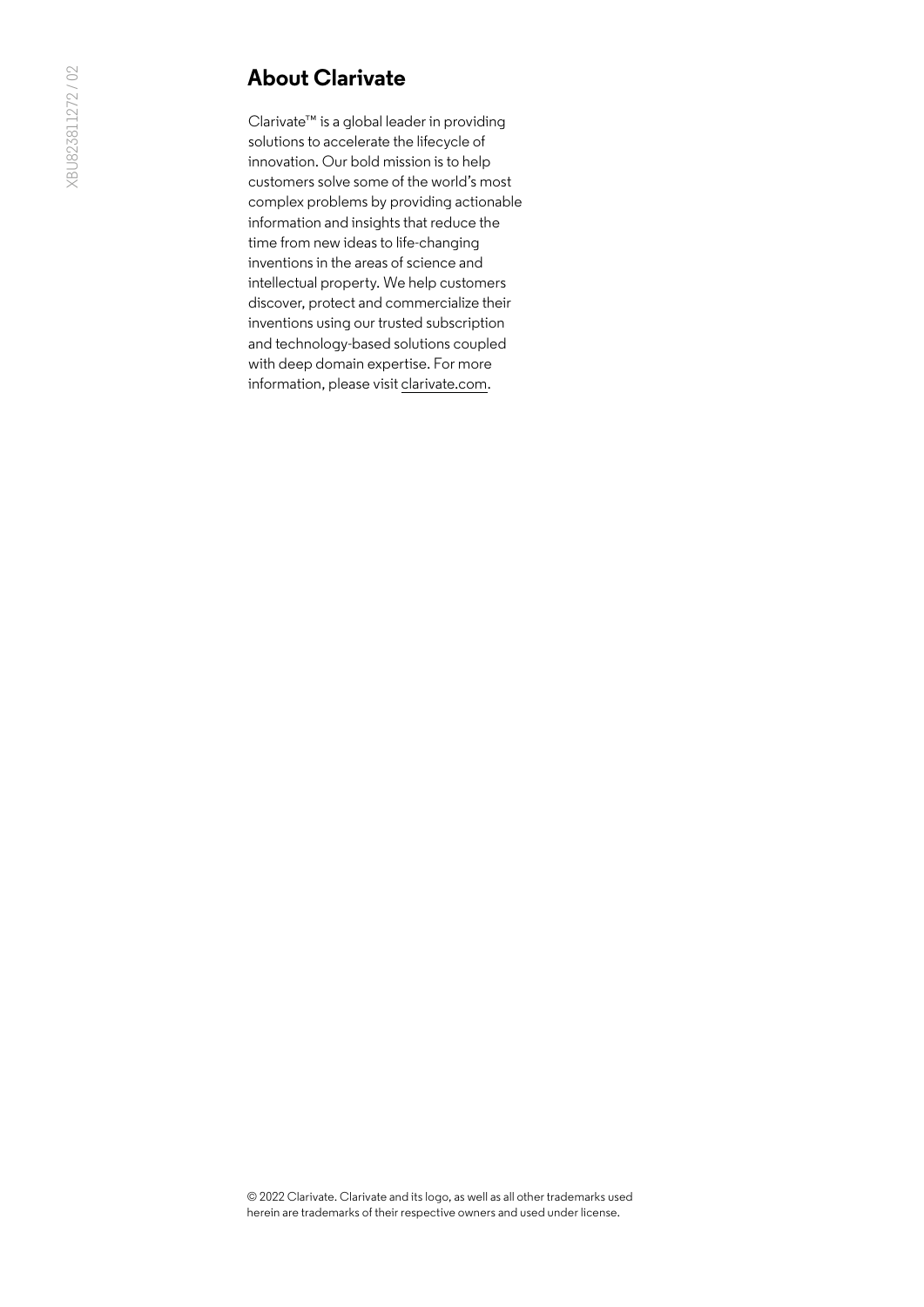## About Clarivate

Clarivate™ is a global leader in providing solutions to accelerate the lifecycle of innovation. Our bold mission is to help customers solve some of the world's most complex problems by providing actionable information and insights that reduce the time from new ideas to life-changing inventions in the areas of science and intellectual property. We help customers discover, protect and commercialize their inventions using our trusted subscription and technology-based solutions coupled with deep domain expertise. For more information, please visit clarivate.com.

© 2022 Clarivate. Clarivate and its logo, as well as all other trademarks used herein are trademarks of their respective owners and used under license.

XBU823811272 / 02